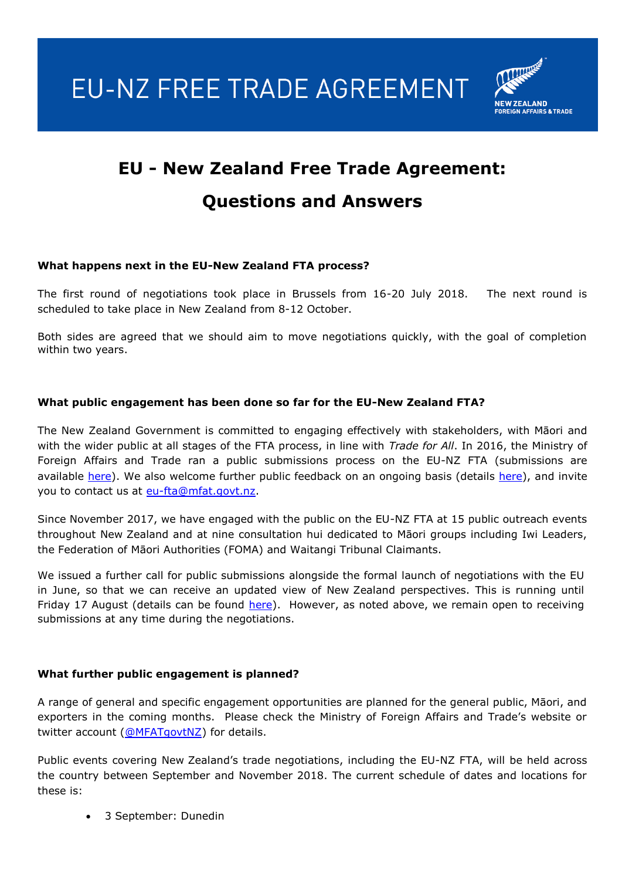# EU-NZ FREE TRADE AGREEMENT

NEW ZEALAND FOREIGN AFFAIRS & TRADE

## EU - New Zealand Free Trade Agreement: Questions and Answers

**What happens next in the EU-New Zealand FTA process?**

The first round of negotiations took place in Brussels from 16-20 July 2018. The next round is scheduled to take place in New Zealand from 8-12 October.

Both sides are agreed that we should aim to move negotiations quickly, with the goal of completion within two years.

**What public engagement has been done so far for the EU-New Zealand FTA?**

The New Zealand Government is committed to engaging effectively with stakeholders, with Māori and with the wider public at all stages of the FTA process, in line with *Trade for All*. In 2016, the Ministry of Foreign Affairs and Trade ran a public submissions process on the EU-NZ FTA (submissions are available here). We also welcome further public feedback on an ongoing basis (details here), and invite you to contact us at eu-fta@mfat.govt.nz.

Since November 2017, we have engaged with the public on the EU-NZ FTA at 15 public outreach events throughout New Zealand and at nine consultation hui dedicated to Māori groups including Iwi Leaders, the Federation of Māori Authorities (FOMA) and Waitangi Tribunal Claimants.

We issued a further call for public submissions alongside the formal launch of negotiations with the EU in June, so that we can receive an updated view of New Zealand perspectives. This is running until Friday 17 August (details can be found here). However, as noted above, we remain open to receiving submissions at any time during the negotiations.

**What further public engagement is planned?**

A range of general and specific engagement opportunities are planned for the general public, Māori, and exporters in the coming months. Please check the Ministry of Foreign Affairs and Trade's website or twitter account (@MFATgovtNZ) for details.

Public events covering New Zealand's trade negotiations, including the EU-NZ FTA, will be held across the country between September and November 2018. The current schedule of dates and locations for these is:

- 3 September: Dunedin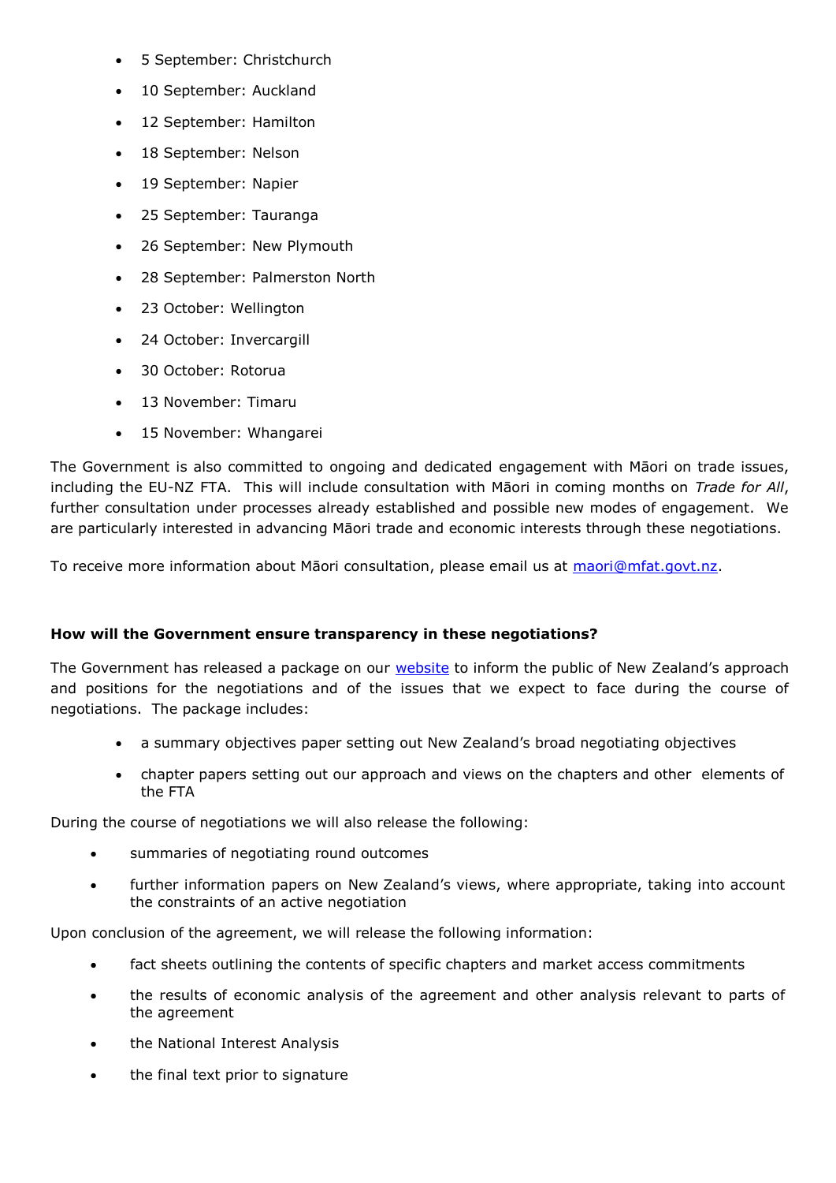- 5 September: Christchurch
- 10 September: Auckland
- 12 September: Hamilton
- 18 September: Nelson
- 19 September: Napier
- 25 September: Tauranga
- 26 September: New Plymouth
- 28 September: Palmerston North
- 23 October: Wellington
- 24 October: Invercargill
- 30 October: Rotorua
- 13 November: Timaru
- 15 November: Whangarei

The Government is also committed to ongoing and dedicated engagement with Māori on trade issues, including the EU-NZ FTA. This will include consultation with Māori in coming months on *Trade for All*, further consultation under processes already established and possible new modes of engagement. We are particularly interested in advancing Māori trade and economic interests through these negotiations.

To receive more information about Māori consultation, please email us at [maori@mfat.govt.nz](mailto:maori@mfat.govt.nz).

**How will the Government ensure transparency in these negotiations?**

The Government has released a package on our [website]() to inform the public of New Zealand's approach and positions for the negotiations and of the issues that we expect to face during the course of negotiations. The package includes:

- a summary objectives paper setting out New Zealand's broad negotiating objectives
- chapter papers setting out our approach and views on the chapters and other elements of the FTA

During the course of negotiations we will also release the following:

- summaries of negotiating round outcomes
- further information papers on New Zealand's views, where appropriate, taking into account the constraints of an active negotiation

Upon conclusion of the agreement, we will release the following information:

- fact sheets outlining the contents of specific chapters and market access commitments
- the results of economic analysis of the agreement and other analysis relevant to parts of the agreement
- the National Interest Analysis
- the final text prior to signature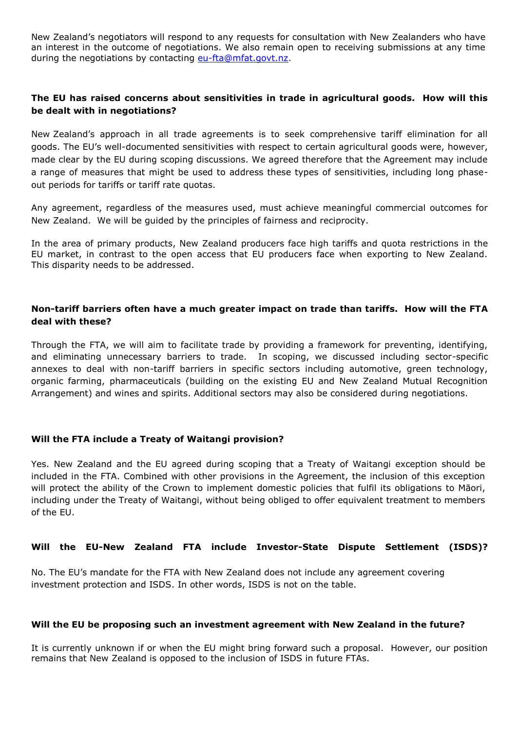New Zealand's negotiators will respond to any requests for consultation with New Zealanders who have an interest in the outcome of negotiations. We also remain open to receiving submissions at any time during the negotiations by contacting eu-fta@mfat.govt.nz.

**The EU has raised concerns about sensitivities in trade in agricultural goods. How will this be dealt with in negotiations?**

New Zealand's approach in all trade agreements is to seek comprehensive tariff elimination for all goods. The EU's well-documented sensitivities with respect to certain agricultural goods were, however, made clear by the EU during scoping discussions. We agreed therefore that the Agreement may include a range of measures that might be used to address these types of sensitivities, including long phase-out periods for tariffs or tariff rate quotas.

Any agreement, regardless of the measures used, must achieve meaningful commercial outcomes for New Zealand. We will be guided by the principles of fairness and reciprocity.

In the area of primary products, New Zealand producers face high tariffs and quota restrictions in the EU market, in contrast to the open access that EU producers face when exporting to New Zealand. This disparity needs to be addressed.

**Non-tariff barriers often have a much greater impact on trade than tariffs. How will the FTA deal with these?**

Through the FTA, we will aim to facilitate trade by providing a framework for preventing, identifying, and eliminating unnecessary barriers to trade. In scoping, we discussed including sector-specific annexes to deal with non-tariff barriers in specific sectors including automotive, green technology, organic farming, pharmaceuticals (building on the existing EU and New Zealand Mutual Recognition Arrangement) and wines and spirits. Additional sectors may also be considered during negotiations.

**Will the FTA include a Treaty of Waitangi provision?**

Yes. New Zealand and the EU agreed during scoping that a Treaty of Waitangi exception should be included in the FTA. Combined with other provisions in the Agreement, the inclusion of this exception will protect the ability of the Crown to implement domestic policies that fulfil its obligations to Māori, including under the Treaty of Waitangi, without being obliged to offer equivalent treatment to members of the EU.

**Will the EU-New Zealand FTA include Investor-State Dispute Settlement (ISDS)?**

No. The EU's mandate for the FTA with New Zealand does not include any agreement covering investment protection and ISDS. In other words, ISDS is not on the table.

**Will the EU be proposing such an investment agreement with New Zealand in the future?**

It is currently unknown if or when the EU might bring forward such a proposal. However, our position remains that New Zealand is opposed to the inclusion of ISDS in future FTAs.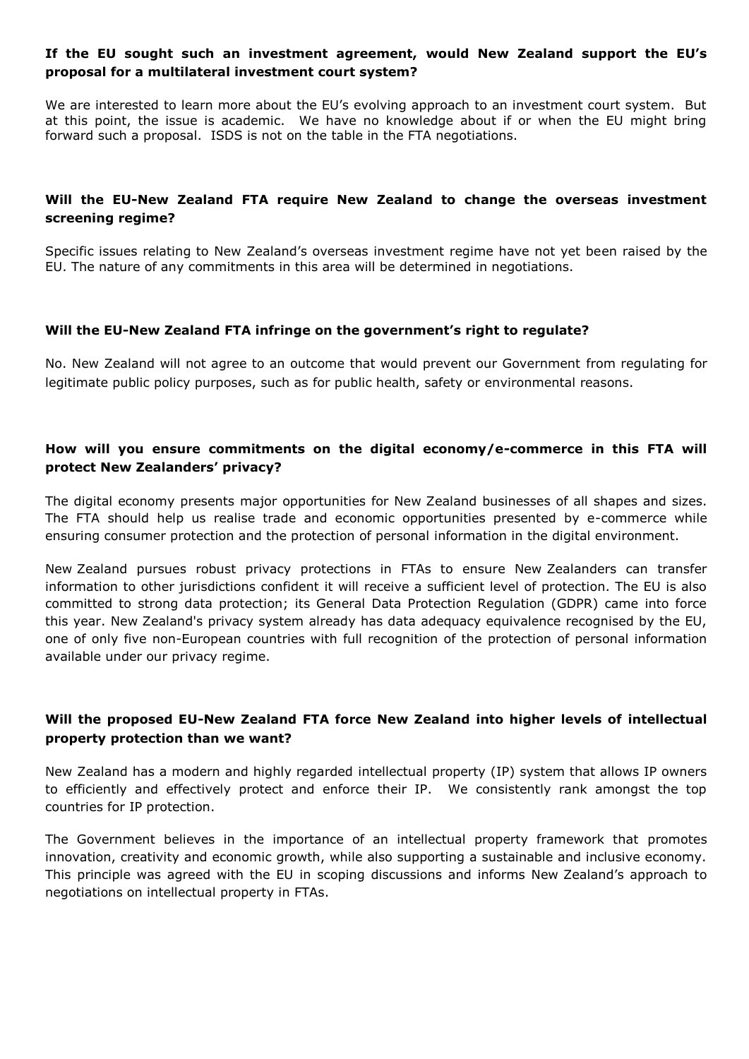**If the EU sought such an investment agreement, would New Zealand support the EU's proposal for a multilateral investment court system?**

We are interested to learn more about the EU's evolving approach to an investment court system. But at this point, the issue is academic. We have no knowledge about if or when the EU might bring forward such a proposal. ISDS is not on the table in the FTA negotiations.

**Will the EU-New Zealand FTA require New Zealand to change the overseas investment screening regime?**

Specific issues relating to New Zealand's overseas investment regime have not yet been raised by the EU. The nature of any commitments in this area will be determined in negotiations.

**Will the EU-New Zealand FTA infringe on the government's right to regulate?**

No. New Zealand will not agree to an outcome that would prevent our Government from regulating for legitimate public policy purposes, such as for public health, safety or environmental reasons.

**How will you ensure commitments on the digital economy/e-commerce in this FTA will protect New Zealanders' privacy?**

The digital economy presents major opportunities for New Zealand businesses of all shapes and sizes. The FTA should help us realise trade and economic opportunities presented by e-commerce while ensuring consumer protection and the protection of personal information in the digital environment.

New Zealand pursues robust privacy protections in FTAs to ensure New Zealanders can transfer information to other jurisdictions confident it will receive a sufficient level of protection. The EU is also committed to strong data protection; its General Data Protection Regulation (GDPR) came into force this year. New Zealand's privacy system already has data adequacy equivalence recognised by the EU, one of only five non-European countries with full recognition of the protection of personal information available under our privacy regime.

**Will the proposed EU-New Zealand FTA force New Zealand into higher levels of intellectual property protection than we want?**

New Zealand has a modern and highly regarded intellectual property (IP) system that allows IP owners to efficiently and effectively protect and enforce their IP. We consistently rank amongst the top countries for IP protection.

The Government believes in the importance of an intellectual property framework that promotes innovation, creativity and economic growth, while also supporting a sustainable and inclusive economy. This principle was agreed with the EU in scoping discussions and informs New Zealand's approach to negotiations on intellectual property in FTAs.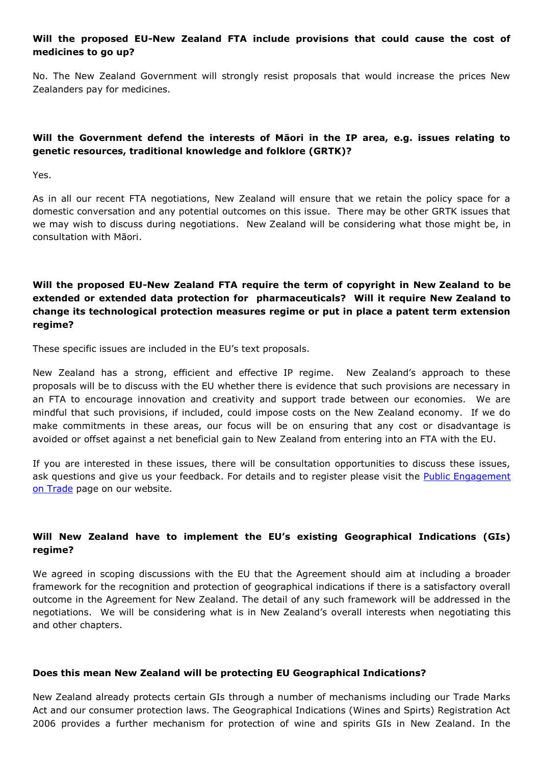**Will the proposed EU-New Zealand FTA include provisions that could cause the cost of medicines to go up?**

No. The New Zealand Government will strongly resist proposals that would increase the prices New Zealanders pay for medicines.

**Will the Government defend the interests of Māori in the IP area, e.g. issues relating to genetic resources, traditional knowledge and folklore (GRTK)?**

Yes.

As in all our recent FTA negotiations, New Zealand will ensure that we retain the policy space for a domestic conversation and any potential outcomes on this issue. There may be other GRTK issues that we may wish to discuss during negotiations. New Zealand will be considering what those might be, in consultation with Māori.

**Will the proposed EU-New Zealand FTA require the term of copyright in New Zealand to be extended or extended data protection for pharmaceuticals? Will it require New Zealand to change its technological protection measures regime or put in place a patent term extension regime?**

These specific issues are included in the EU's text proposals.

New Zealand has a strong, efficient and effective IP regime. New Zealand's approach to these proposals will be to discuss with the EU whether there is evidence that such provisions are necessary in an FTA to encourage innovation and creativity and support trade between our economies. We are mindful that such provisions, if included, could impose costs on the New Zealand economy. If we do make commitments in these areas, our focus will be on ensuring that any cost or disadvantage is avoided or offset against a net beneficial gain to New Zealand from entering into an FTA with the EU.

If you are interested in these issues, there will be consultation opportunities to discuss these issues, ask questions and give us your feedback. For details and to register please visit the Public Engagement on Trade page on our website.

**Will New Zealand have to implement the EU's existing Geographical Indications (GIs) regime?**

We agreed in scoping discussions with the EU that the Agreement should aim at including a broader framework for the recognition and protection of geographical indications if there is a satisfactory overall outcome in the Agreement for New Zealand. The detail of any such framework will be addressed in the negotiations. We will be considering what is in New Zealand's overall interests when negotiating this and other chapters.

**Does this mean New Zealand will be protecting EU Geographical Indications?**

New Zealand already protects certain GIs through a number of mechanisms including our Trade Marks Act and our consumer protection laws. The Geographical Indications (Wines and Spirts) Registration Act 2006 provides a further mechanism for protection of wine and spirits GIs in New Zealand. In the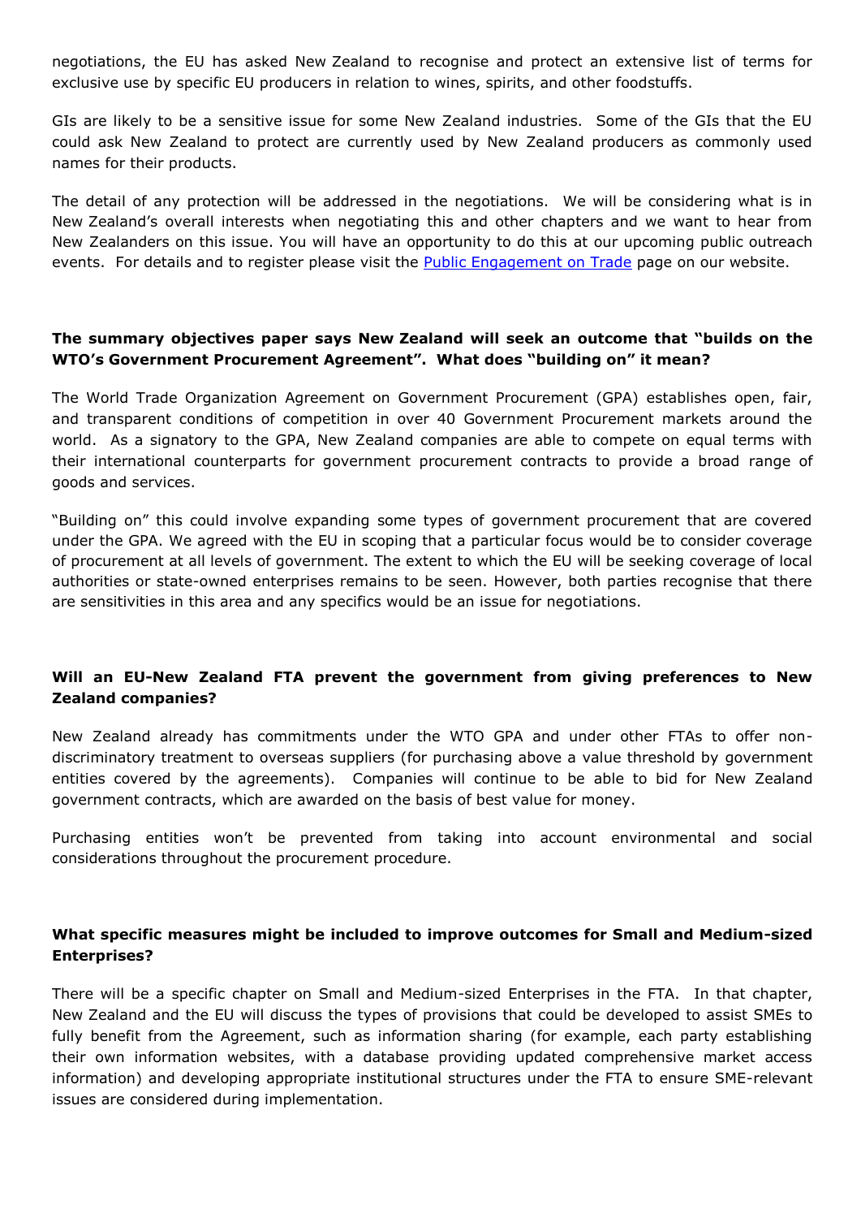negotiations, the EU has asked New Zealand to recognise and protect an extensive list of terms for exclusive use by specific EU producers in relation to wines, spirits, and other foodstuffs.

GIs are likely to be a sensitive issue for some New Zealand industries. Some of the GIs that the EU could ask New Zealand to protect are currently used by New Zealand producers as commonly used names for their products.

The detail of any protection will be addressed in the negotiations. We will be considering what is in New Zealand's overall interests when negotiating this and other chapters and we want to hear from New Zealanders on this issue. You will have an opportunity to do this at our upcoming public outreach events. For details and to register please visit the [Public Engagement on Trade]() page on our website.

**The summary objectives paper says New Zealand will seek an outcome that "builds on the WTO's Government Procurement Agreement". What does "building on" it mean?**

The World Trade Organization Agreement on Government Procurement (GPA) establishes open, fair, and transparent conditions of competition in over 40 Government Procurement markets around the world. As a signatory to the GPA, New Zealand companies are able to compete on equal terms with their international counterparts for government procurement contracts to provide a broad range of goods and services.

"Building on" this could involve expanding some types of government procurement that are covered under the GPA. We agreed with the EU in scoping that a particular focus would be to consider coverage of procurement at all levels of government. The extent to which the EU will be seeking coverage of local authorities or state-owned enterprises remains to be seen. However, both parties recognise that there are sensitivities in this area and any specifics would be an issue for negotiations.

**Will an EU-New Zealand FTA prevent the government from giving preferences to New Zealand companies?**

New Zealand already has commitments under the WTO GPA and under other FTAs to offer non-discriminatory treatment to overseas suppliers (for purchasing above a value threshold by government entities covered by the agreements). Companies will continue to be able to bid for New Zealand government contracts, which are awarded on the basis of best value for money.

Purchasing entities won't be prevented from taking into account environmental and social considerations throughout the procurement procedure.

**What specific measures might be included to improve outcomes for Small and Medium-sized Enterprises?**

There will be a specific chapter on Small and Medium-sized Enterprises in the FTA. In that chapter, New Zealand and the EU will discuss the types of provisions that could be developed to assist SMEs to fully benefit from the Agreement, such as information sharing (for example, each party establishing their own information websites, with a database providing updated comprehensive market access information) and developing appropriate institutional structures under the FTA to ensure SME-relevant issues are considered during implementation.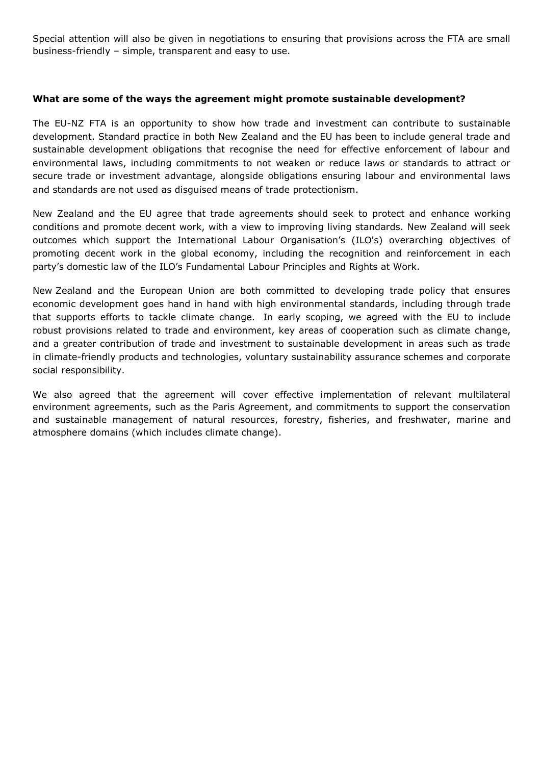Special attention will also be given in negotiations to ensuring that provisions across the FTA are small business-friendly – simple, transparent and easy to use.

**What are some of the ways the agreement might promote sustainable development?**

The EU-NZ FTA is an opportunity to show how trade and investment can contribute to sustainable development. Standard practice in both New Zealand and the EU has been to include general trade and sustainable development obligations that recognise the need for effective enforcement of labour and environmental laws, including commitments to not weaken or reduce laws or standards to attract or secure trade or investment advantage, alongside obligations ensuring labour and environmental laws and standards are not used as disguised means of trade protectionism.

New Zealand and the EU agree that trade agreements should seek to protect and enhance working conditions and promote decent work, with a view to improving living standards. New Zealand will seek outcomes which support the International Labour Organisation's (ILO's) overarching objectives of promoting decent work in the global economy, including the recognition and reinforcement in each party's domestic law of the ILO's Fundamental Labour Principles and Rights at Work.

New Zealand and the European Union are both committed to developing trade policy that ensures economic development goes hand in hand with high environmental standards, including through trade that supports efforts to tackle climate change. In early scoping, we agreed with the EU to include robust provisions related to trade and environment, key areas of cooperation such as climate change, and a greater contribution of trade and investment to sustainable development in areas such as trade in climate-friendly products and technologies, voluntary sustainability assurance schemes and corporate social responsibility.

We also agreed that the agreement will cover effective implementation of relevant multilateral environment agreements, such as the Paris Agreement, and commitments to support the conservation and sustainable management of natural resources, forestry, fisheries, and freshwater, marine and atmosphere domains (which includes climate change).